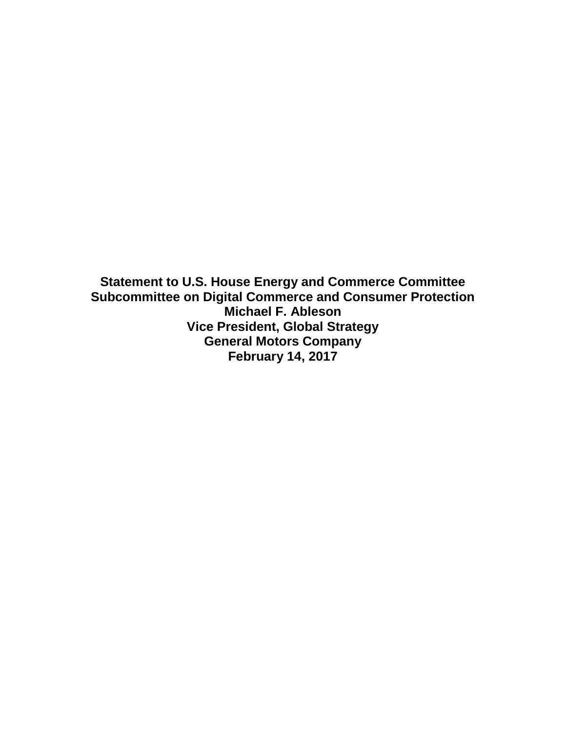**Statement to U.S. House Energy and Commerce Committee**
**Subcommittee on Digital Commerce and Consumer Protection**
**Michael F. Ableson**
**Vice President, Global Strategy**
**General Motors Company**
**February 14, 2017**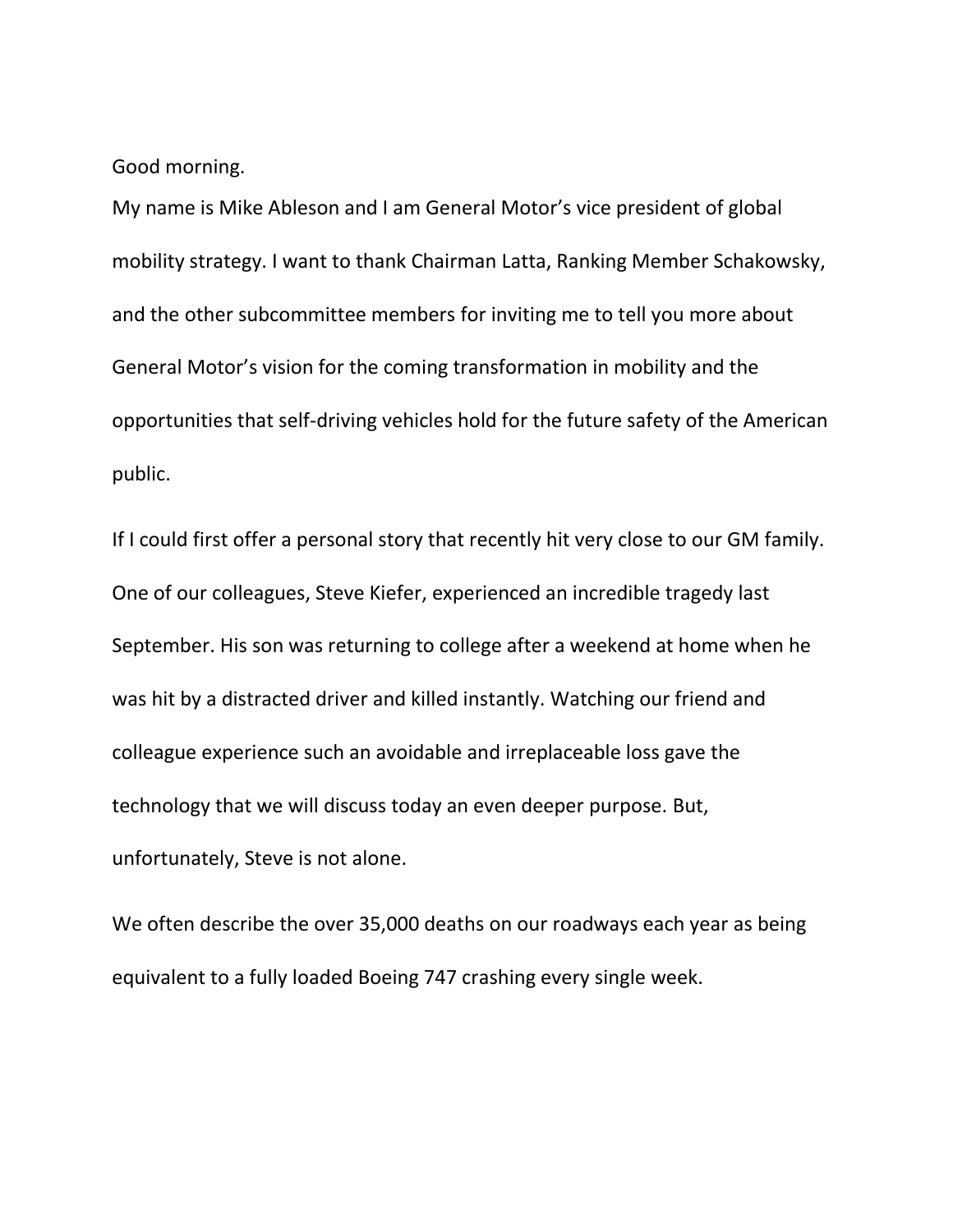Good morning.

My name is Mike Ableson and I am General Motor's vice president of global mobility strategy. I want to thank Chairman Latta, Ranking Member Schakowsky, and the other subcommittee members for inviting me to tell you more about General Motor's vision for the coming transformation in mobility and the opportunities that self-driving vehicles hold for the future safety of the American public.

If I could first offer a personal story that recently hit very close to our GM family. One of our colleagues, Steve Kiefer, experienced an incredible tragedy last September. His son was returning to college after a weekend at home when he was hit by a distracted driver and killed instantly. Watching our friend and colleague experience such an avoidable and irreplaceable loss gave the technology that we will discuss today an even deeper purpose. But, unfortunately, Steve is not alone.

We often describe the over 35,000 deaths on our roadways each year as being equivalent to a fully loaded Boeing 747 crashing every single week.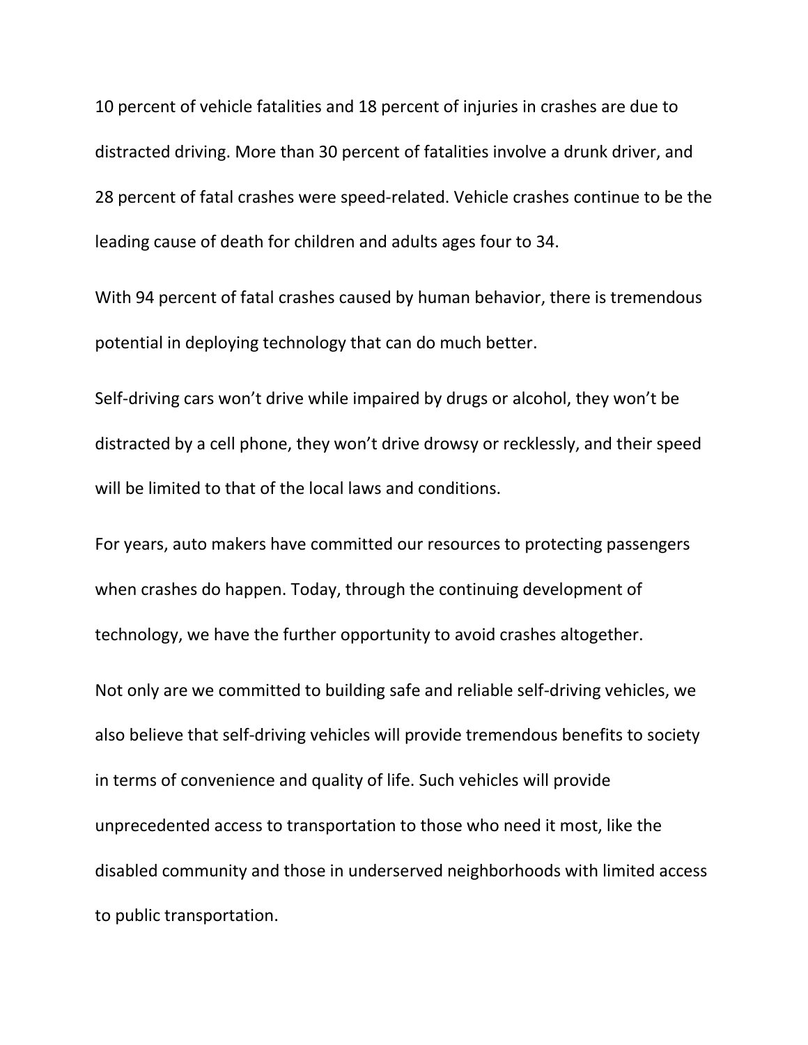10 percent of vehicle fatalities and 18 percent of injuries in crashes are due to distracted driving. More than 30 percent of fatalities involve a drunk driver, and 28 percent of fatal crashes were speed-related. Vehicle crashes continue to be the leading cause of death for children and adults ages four to 34.

With 94 percent of fatal crashes caused by human behavior, there is tremendous potential in deploying technology that can do much better.

Self-driving cars won't drive while impaired by drugs or alcohol, they won't be distracted by a cell phone, they won't drive drowsy or recklessly, and their speed will be limited to that of the local laws and conditions.

For years, auto makers have committed our resources to protecting passengers when crashes do happen. Today, through the continuing development of technology, we have the further opportunity to avoid crashes altogether.

Not only are we committed to building safe and reliable self-driving vehicles, we also believe that self-driving vehicles will provide tremendous benefits to society in terms of convenience and quality of life. Such vehicles will provide unprecedented access to transportation to those who need it most, like the disabled community and those in underserved neighborhoods with limited access to public transportation.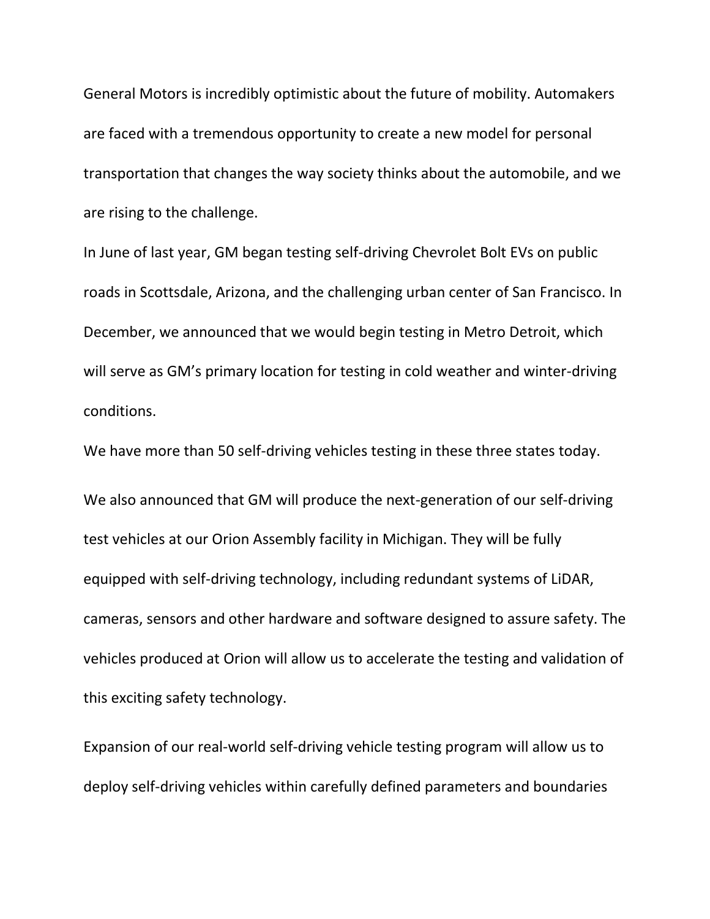General Motors is incredibly optimistic about the future of mobility. Automakers are faced with a tremendous opportunity to create a new model for personal transportation that changes the way society thinks about the automobile, and we are rising to the challenge.

In June of last year, GM began testing self-driving Chevrolet Bolt EVs on public roads in Scottsdale, Arizona, and the challenging urban center of San Francisco. In December, we announced that we would begin testing in Metro Detroit, which will serve as GM's primary location for testing in cold weather and winter-driving conditions.

We have more than 50 self-driving vehicles testing in these three states today.

We also announced that GM will produce the next-generation of our self-driving test vehicles at our Orion Assembly facility in Michigan. They will be fully equipped with self-driving technology, including redundant systems of LiDAR, cameras, sensors and other hardware and software designed to assure safety. The vehicles produced at Orion will allow us to accelerate the testing and validation of this exciting safety technology.

Expansion of our real-world self-driving vehicle testing program will allow us to deploy self-driving vehicles within carefully defined parameters and boundaries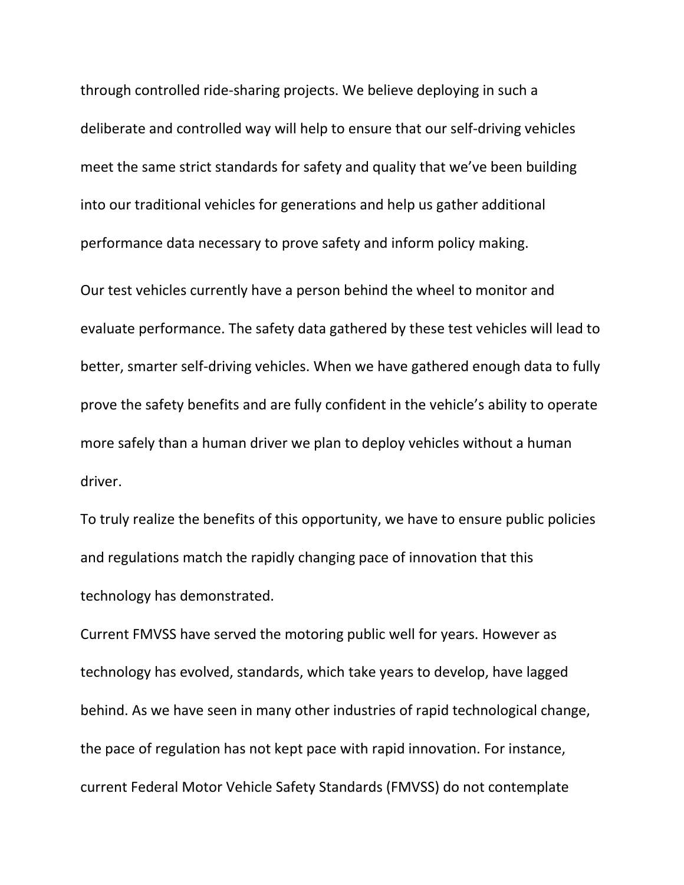through controlled ride-sharing projects. We believe deploying in such a deliberate and controlled way will help to ensure that our self-driving vehicles meet the same strict standards for safety and quality that we've been building into our traditional vehicles for generations and help us gather additional performance data necessary to prove safety and inform policy making.

Our test vehicles currently have a person behind the wheel to monitor and evaluate performance. The safety data gathered by these test vehicles will lead to better, smarter self-driving vehicles. When we have gathered enough data to fully prove the safety benefits and are fully confident in the vehicle's ability to operate more safely than a human driver we plan to deploy vehicles without a human driver.

To truly realize the benefits of this opportunity, we have to ensure public policies and regulations match the rapidly changing pace of innovation that this technology has demonstrated.

Current FMVSS have served the motoring public well for years. However as technology has evolved, standards, which take years to develop, have lagged behind. As we have seen in many other industries of rapid technological change, the pace of regulation has not kept pace with rapid innovation. For instance, current Federal Motor Vehicle Safety Standards (FMVSS) do not contemplate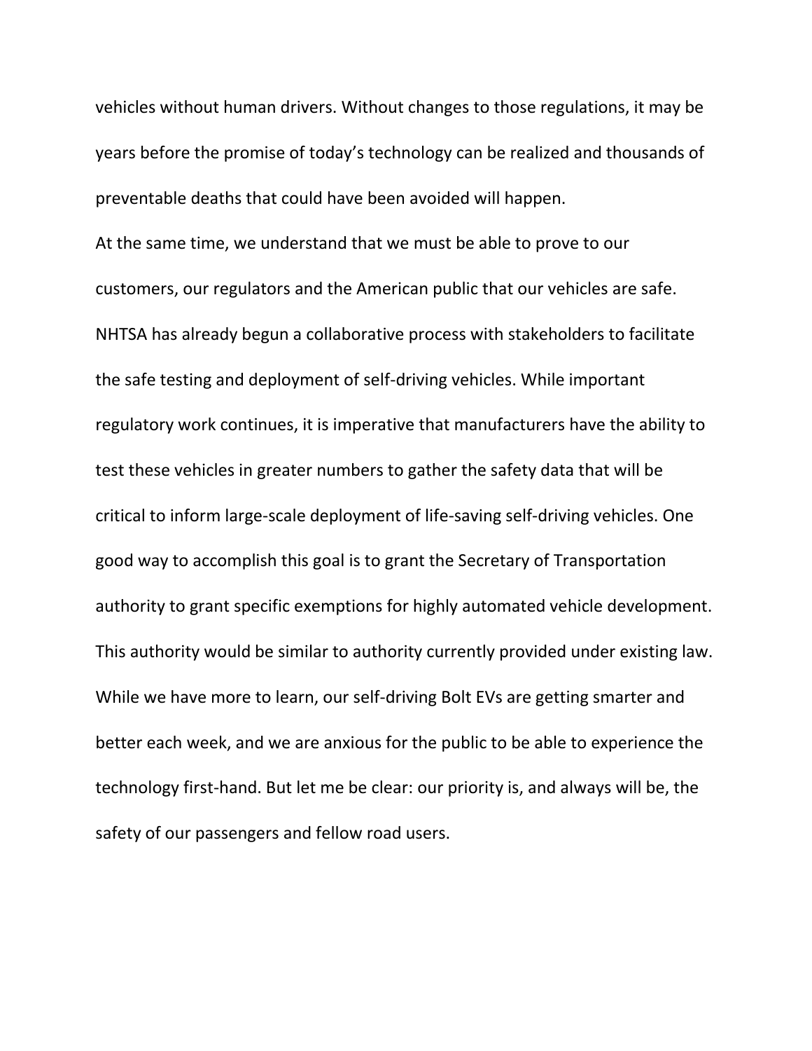vehicles without human drivers. Without changes to those regulations, it may be years before the promise of today's technology can be realized and thousands of preventable deaths that could have been avoided will happen.

At the same time, we understand that we must be able to prove to our customers, our regulators and the American public that our vehicles are safe. NHTSA has already begun a collaborative process with stakeholders to facilitate the safe testing and deployment of self-driving vehicles. While important regulatory work continues, it is imperative that manufacturers have the ability to test these vehicles in greater numbers to gather the safety data that will be critical to inform large-scale deployment of life-saving self-driving vehicles. One good way to accomplish this goal is to grant the Secretary of Transportation authority to grant specific exemptions for highly automated vehicle development. This authority would be similar to authority currently provided under existing law. While we have more to learn, our self-driving Bolt EVs are getting smarter and better each week, and we are anxious for the public to be able to experience the technology first-hand. But let me be clear: our priority is, and always will be, the safety of our passengers and fellow road users.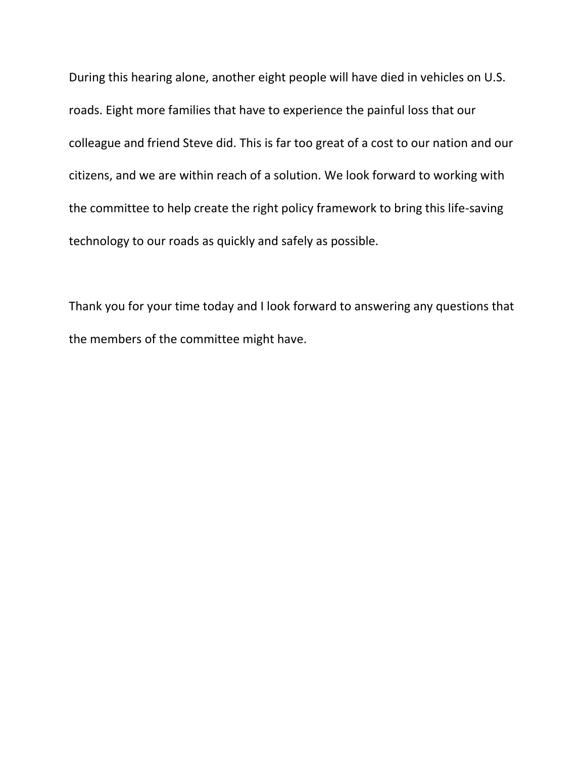During this hearing alone, another eight people will have died in vehicles on U.S. roads. Eight more families that have to experience the painful loss that our colleague and friend Steve did. This is far too great of a cost to our nation and our citizens, and we are within reach of a solution. We look forward to working with the committee to help create the right policy framework to bring this life-saving technology to our roads as quickly and safely as possible.

Thank you for your time today and I look forward to answering any questions that the members of the committee might have.